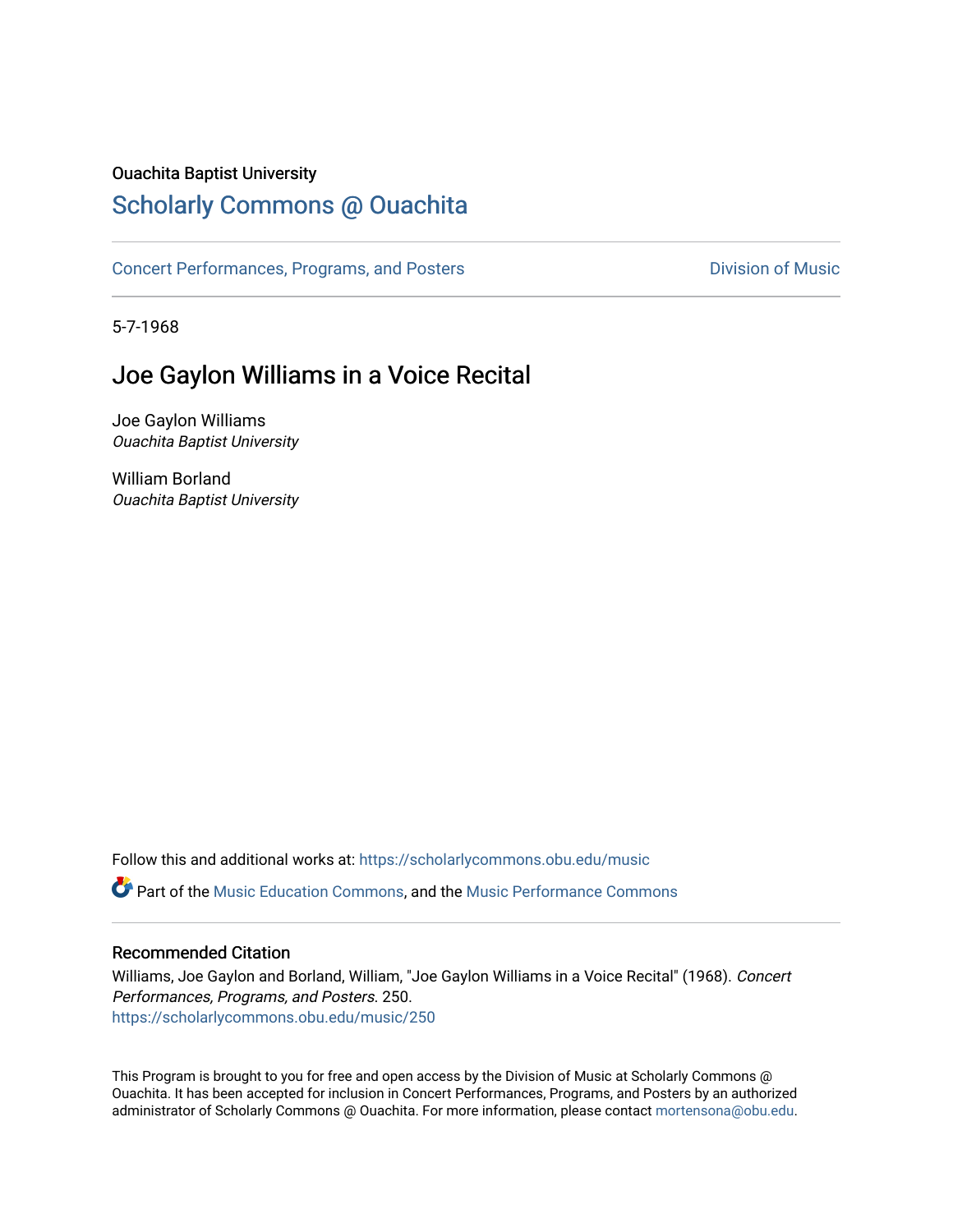Ouachita Baptist University

# Scholarly Commons @ Ouachita

Concert Performances, Programs, and Posters

Division of Music

5-7-1968

## Joe Gaylon Williams in a Voice Recital

Joe Gaylon Williams
*Ouachita Baptist University*

William Borland
*Ouachita Baptist University*

Follow this and additional works at: https://scholarlycommons.obu.edu/music

Part of the Music Education Commons, and the Music Performance Commons

### Recommended Citation

Williams, Joe Gaylon and Borland, William, "Joe Gaylon Williams in a Voice Recital" (1968). *Concert Performances, Programs, and Posters*. 250.
https://scholarlycommons.obu.edu/music/250

This Program is brought to you for free and open access by the Division of Music at Scholarly Commons @ Ouachita. It has been accepted for inclusion in Concert Performances, Programs, and Posters by an authorized administrator of Scholarly Commons @ Ouachita. For more information, please contact mortensona@obu.edu.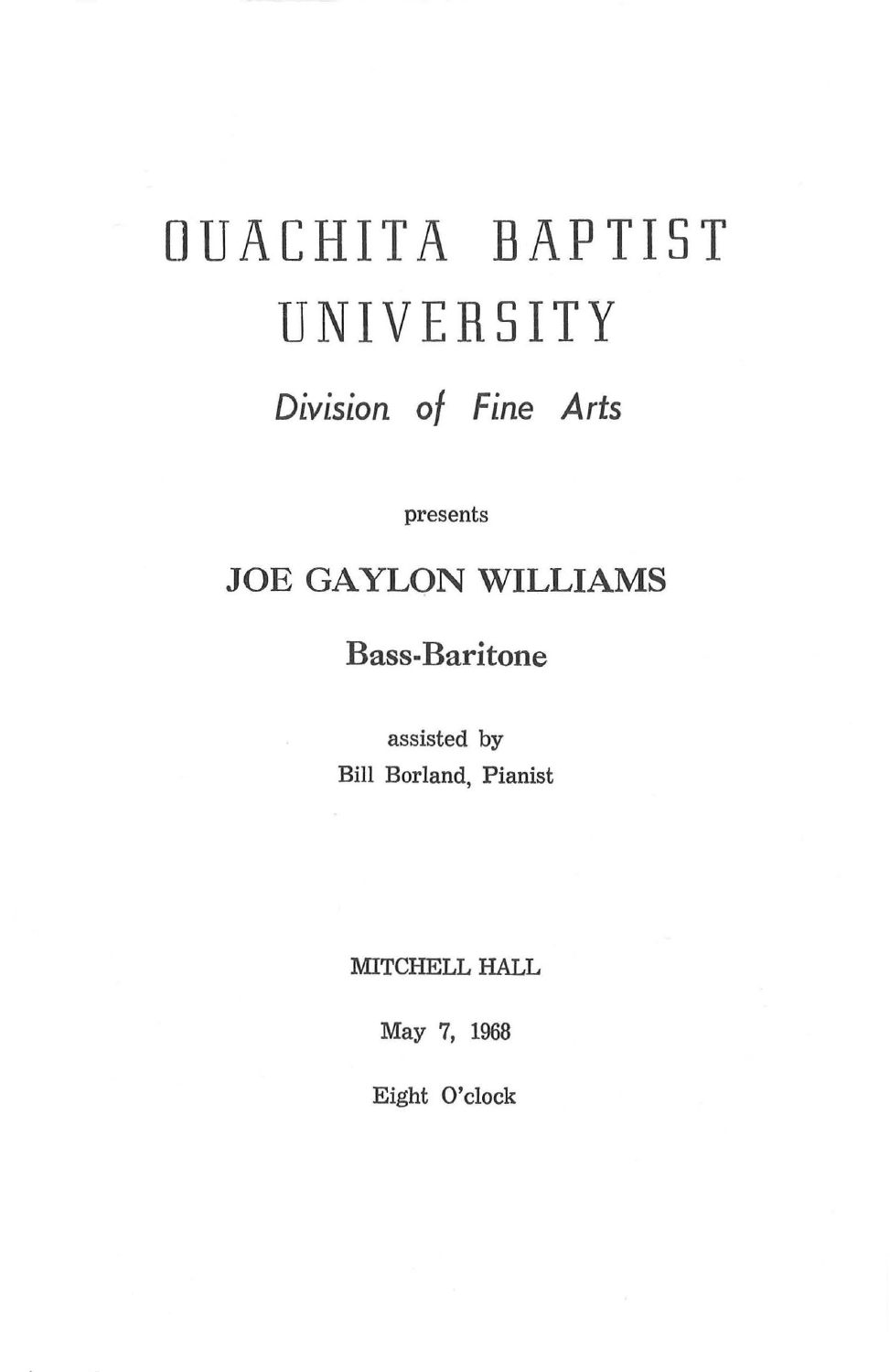# OUACHITA BAPTIST UNIVERSITY

## *Division of Fine Arts*

presents

## JOE GAYLON WILLIAMS

### Bass-Baritone

assisted by
Bill Borland, Pianist

MITCHELL HALL

May 7, 1968

Eight O'clock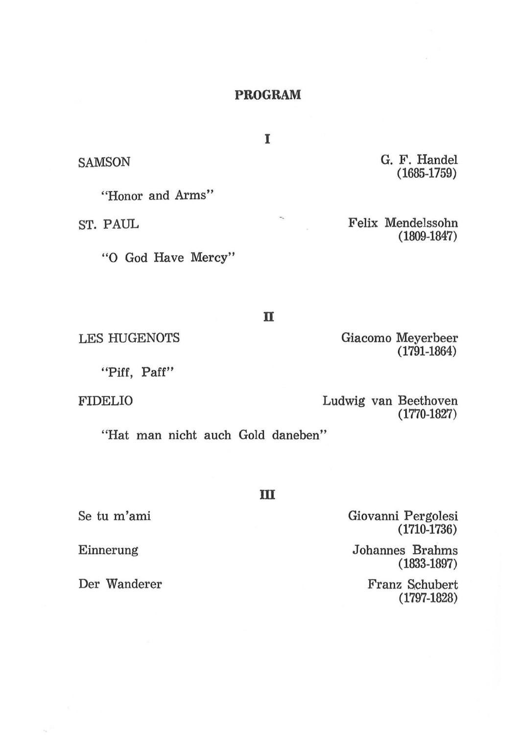# PROGRAM

## I

SAMSON — G. F. Handel (1685-1759)

"Honor and Arms"

ST. PAUL — Felix Mendelssohn (1809-1847)

"O God Have Mercy"

## II

LES HUGENOTS — Giacomo Meyerbeer (1791-1864)

"Piff, Paff"

FIDELIO — Ludwig van Beethoven (1770-1827)

"Hat man nicht auch Gold daneben"

## III

Se tu m'ami — Giovanni Pergolesi (1710-1736)

Einnerung — Johannes Brahms (1833-1897)

Der Wanderer — Franz Schubert (1797-1828)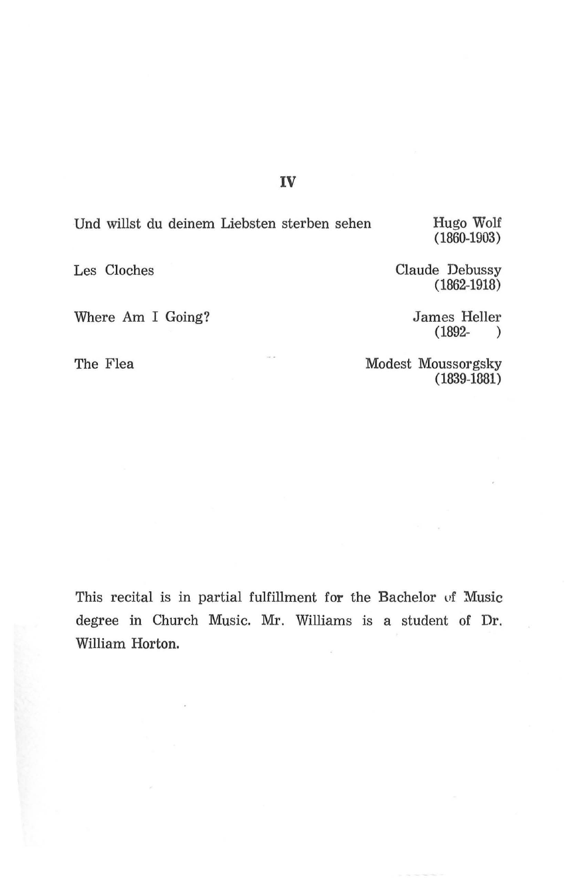## IV

| | |
|---|---|
| Und willst du deinem Liebsten sterben sehen | Hugo Wolf (1860-1903) |
| Les Cloches | Claude Debussy (1862-1918) |
| Where Am I Going? | James Heller (1892- ) |
| The Flea | Modest Moussorgsky (1839-1881) |

This recital is in partial fulfillment for the Bachelor of Music degree in Church Music. Mr. Williams is a student of Dr. William Horton.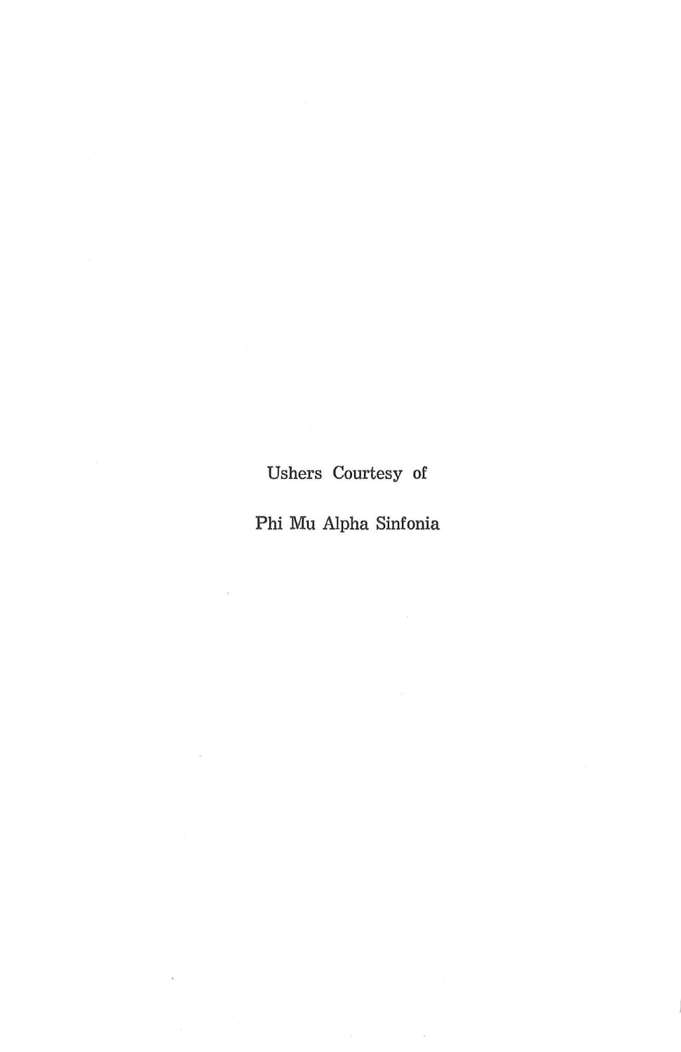Ushers Courtesy of

Phi Mu Alpha Sinfonia